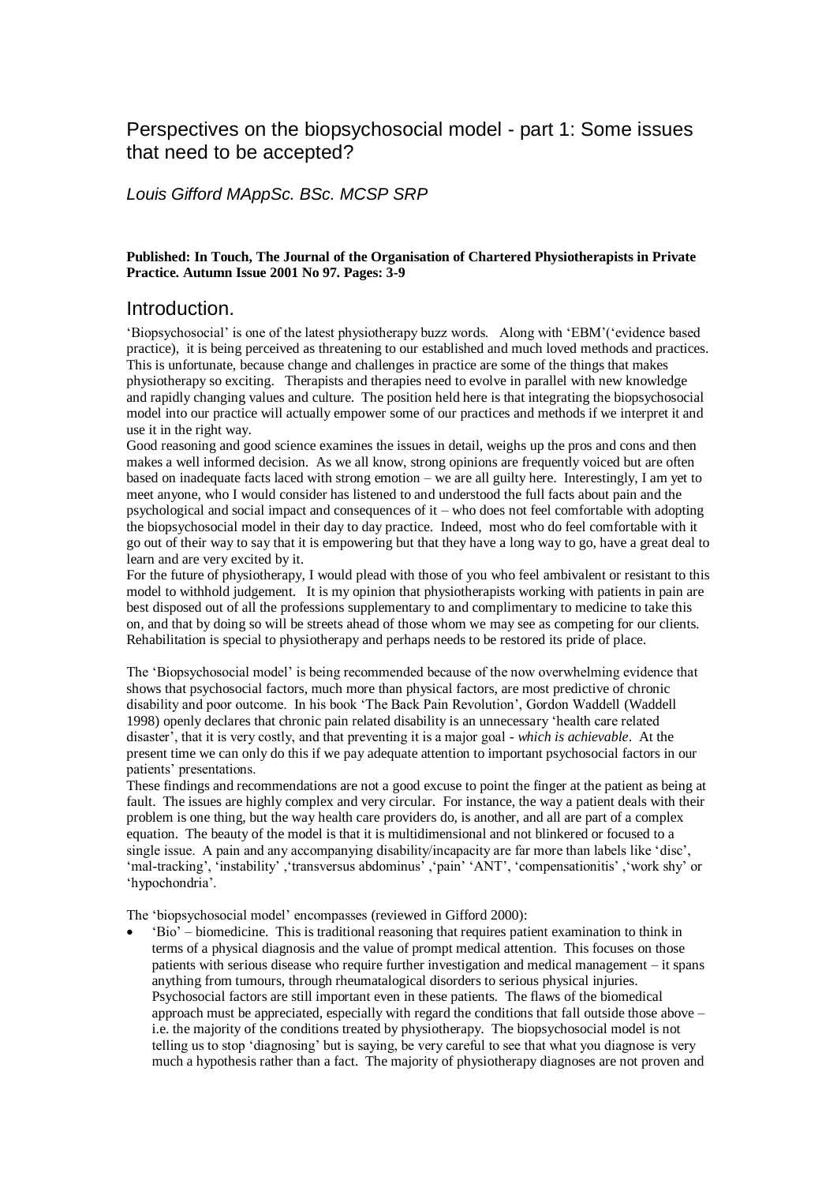# Perspectives on the biopsychosocial model - part 1: Some issues that need to be accepted?

*Louis Gifford MAppSc. BSc. MCSP SRP*

**Published: In Touch, The Journal of the Organisation of Chartered Physiotherapists in Private Practice. Autumn Issue 2001 No 97. Pages: 3-9**

## Introduction.

'Biopsychosocial' is one of the latest physiotherapy buzz words. Along with 'EBM'('evidence based practice), it is being perceived as threatening to our established and much loved methods and practices. This is unfortunate, because change and challenges in practice are some of the things that makes physiotherapy so exciting. Therapists and therapies need to evolve in parallel with new knowledge and rapidly changing values and culture. The position held here is that integrating the biopsychosocial model into our practice will actually empower some of our practices and methods if we interpret it and use it in the right way.

Good reasoning and good science examines the issues in detail, weighs up the pros and cons and then makes a well informed decision. As we all know, strong opinions are frequently voiced but are often based on inadequate facts laced with strong emotion – we are all guilty here. Interestingly, I am yet to meet anyone, who I would consider has listened to and understood the full facts about pain and the psychological and social impact and consequences of it – who does not feel comfortable with adopting the biopsychosocial model in their day to day practice. Indeed, most who do feel comfortable with it go out of their way to say that it is empowering but that they have a long way to go, have a great deal to learn and are very excited by it.

For the future of physiotherapy, I would plead with those of you who feel ambivalent or resistant to this model to withhold judgement. It is my opinion that physiotherapists working with patients in pain are best disposed out of all the professions supplementary to and complimentary to medicine to take this on, and that by doing so will be streets ahead of those whom we may see as competing for our clients. Rehabilitation is special to physiotherapy and perhaps needs to be restored its pride of place.

The 'Biopsychosocial model' is being recommended because of the now overwhelming evidence that shows that psychosocial factors, much more than physical factors, are most predictive of chronic disability and poor outcome. In his book 'The Back Pain Revolution', Gordon Waddell (Waddell 1998) openly declares that chronic pain related disability is an unnecessary 'health care related disaster', that it is very costly, and that preventing it is a major goal - *which is achievable*. At the present time we can only do this if we pay adequate attention to important psychosocial factors in our patients' presentations.

These findings and recommendations are not a good excuse to point the finger at the patient as being at fault. The issues are highly complex and very circular. For instance, the way a patient deals with their problem is one thing, but the way health care providers do, is another, and all are part of a complex equation. The beauty of the model is that it is multidimensional and not blinkered or focused to a single issue. A pain and any accompanying disability/incapacity are far more than labels like 'disc', 'mal-tracking', 'instability' ,'transversus abdominus' ,'pain' 'ANT', 'compensationitis' ,'work shy' or 'hypochondria'.

The 'biopsychosocial model' encompasses (reviewed in Gifford 2000):

- 'Bio' – biomedicine. This is traditional reasoning that requires patient examination to think in terms of a physical diagnosis and the value of prompt medical attention. This focuses on those patients with serious disease who require further investigation and medical management – it spans anything from tumours, through rheumatalogical disorders to serious physical injuries. Psychosocial factors are still important even in these patients. The flaws of the biomedical approach must be appreciated, especially with regard the conditions that fall outside those above – i.e. the majority of the conditions treated by physiotherapy. The biopsychosocial model is not telling us to stop 'diagnosing' but is saying, be very careful to see that what you diagnose is very much a hypothesis rather than a fact. The majority of physiotherapy diagnoses are not proven and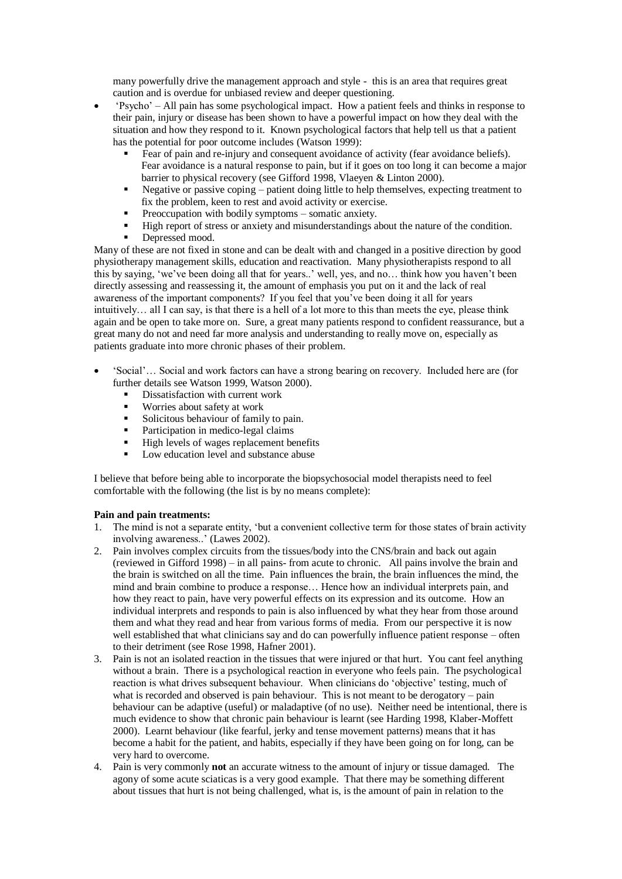many powerfully drive the management approach and style - this is an area that requires great caution and is overdue for unbiased review and deeper questioning.

- 'Psycho' – All pain has some psychological impact. How a patient feels and thinks in response to their pain, injury or disease has been shown to have a powerful impact on how they deal with the situation and how they respond to it. Known psychological factors that help tell us that a patient has the potential for poor outcome includes (Watson 1999):
  - Fear of pain and re-injury and consequent avoidance of activity (fear avoidance beliefs). Fear avoidance is a natural response to pain, but if it goes on too long it can become a major barrier to physical recovery (see Gifford 1998, Vlaeyen & Linton 2000).
  - Negative or passive coping – patient doing little to help themselves, expecting treatment to fix the problem, keen to rest and avoid activity or exercise.
  - Preoccupation with bodily symptoms – somatic anxiety.
  - High report of stress or anxiety and misunderstandings about the nature of the condition.
  - Depressed mood.

Many of these are not fixed in stone and can be dealt with and changed in a positive direction by good physiotherapy management skills, education and reactivation. Many physiotherapists respond to all this by saying, 'we've been doing all that for years..' well, yes, and no… think how you haven't been directly assessing and reassessing it, the amount of emphasis you put on it and the lack of real awareness of the important components? If you feel that you've been doing it all for years intuitively… all I can say, is that there is a hell of a lot more to this than meets the eye, please think again and be open to take more on. Sure, a great many patients respond to confident reassurance, but a great many do not and need far more analysis and understanding to really move on, especially as patients graduate into more chronic phases of their problem.

- 'Social'… Social and work factors can have a strong bearing on recovery. Included here are (for further details see Watson 1999, Watson 2000).
  - Dissatisfaction with current work
  - Worries about safety at work
  - Solicitous behaviour of family to pain.
  - Participation in medico-legal claims
  - High levels of wages replacement benefits
  - Low education level and substance abuse

I believe that before being able to incorporate the biopsychosocial model therapists need to feel comfortable with the following (the list is by no means complete):

**Pain and pain treatments:**

1. The mind is not a separate entity, 'but a convenient collective term for those states of brain activity involving awareness..' (Lawes 2002).
2. Pain involves complex circuits from the tissues/body into the CNS/brain and back out again (reviewed in Gifford 1998) – in all pains- from acute to chronic. All pains involve the brain and the brain is switched on all the time. Pain influences the brain, the brain influences the mind, the mind and brain combine to produce a response… Hence how an individual interprets pain, and how they react to pain, have very powerful effects on its expression and its outcome. How an individual interprets and responds to pain is also influenced by what they hear from those around them and what they read and hear from various forms of media. From our perspective it is now well established that what clinicians say and do can powerfully influence patient response – often to their detriment (see Rose 1998, Hafner 2001).
3. Pain is not an isolated reaction in the tissues that were injured or that hurt. You cant feel anything without a brain. There is a psychological reaction in everyone who feels pain. The psychological reaction is what drives subsequent behaviour. When clinicians do 'objective' testing, much of what is recorded and observed is pain behaviour. This is not meant to be derogatory – pain behaviour can be adaptive (useful) or maladaptive (of no use). Neither need be intentional, there is much evidence to show that chronic pain behaviour is learnt (see Harding 1998, Klaber-Moffett 2000). Learnt behaviour (like fearful, jerky and tense movement patterns) means that it has become a habit for the patient, and habits, especially if they have been going on for long, can be very hard to overcome.
4. Pain is very commonly **not** an accurate witness to the amount of injury or tissue damaged. The agony of some acute sciaticas is a very good example. That there may be something different about tissues that hurt is not being challenged, what is, is the amount of pain in relation to the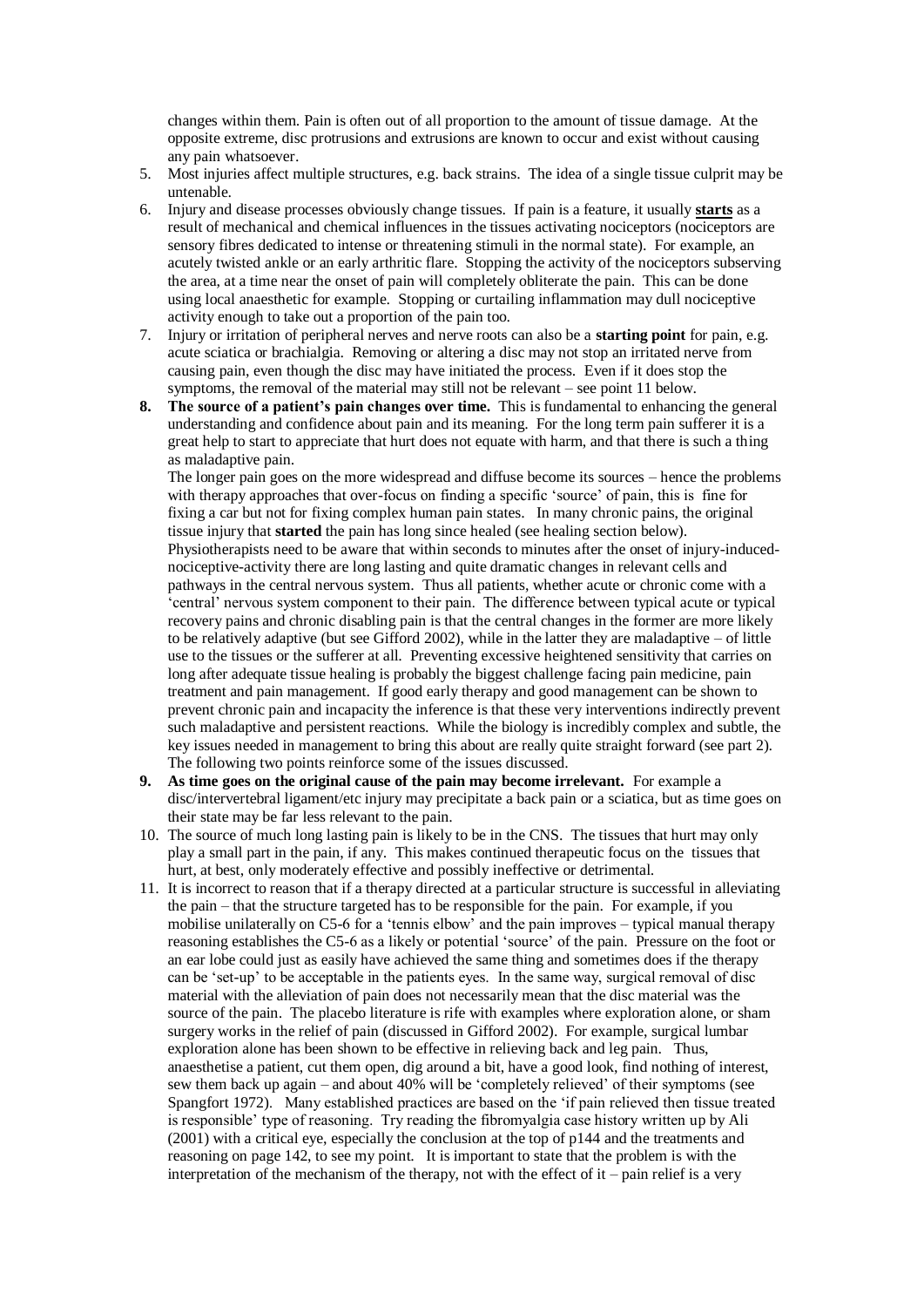changes within them. Pain is often out of all proportion to the amount of tissue damage. At the opposite extreme, disc protrusions and extrusions are known to occur and exist without causing any pain whatsoever.

5. Most injuries affect multiple structures, e.g. back strains. The idea of a single tissue culprit may be untenable.
6. Injury and disease processes obviously change tissues. If pain is a feature, it usually **starts** as a result of mechanical and chemical influences in the tissues activating nociceptors (nociceptors are sensory fibres dedicated to intense or threatening stimuli in the normal state). For example, an acutely twisted ankle or an early arthritic flare. Stopping the activity of the nociceptors subserving the area, at a time near the onset of pain will completely obliterate the pain. This can be done using local anaesthetic for example. Stopping or curtailing inflammation may dull nociceptive activity enough to take out a proportion of the pain too.
7. Injury or irritation of peripheral nerves and nerve roots can also be a **starting point** for pain, e.g. acute sciatica or brachialgia. Removing or altering a disc may not stop an irritated nerve from causing pain, even though the disc may have initiated the process. Even if it does stop the symptoms, the removal of the material may still not be relevant – see point 11 below.
8. **The source of a patient's pain changes over time.** This is fundamental to enhancing the general understanding and confidence about pain and its meaning. For the long term pain sufferer it is a great help to start to appreciate that hurt does not equate with harm, and that there is such a thing as maladaptive pain.
   The longer pain goes on the more widespread and diffuse become its sources – hence the problems with therapy approaches that over-focus on finding a specific 'source' of pain, this is fine for fixing a car but not for fixing complex human pain states. In many chronic pains, the original tissue injury that **started** the pain has long since healed (see healing section below).
   Physiotherapists need to be aware that within seconds to minutes after the onset of injury-induced-nociceptive-activity there are long lasting and quite dramatic changes in relevant cells and pathways in the central nervous system. Thus all patients, whether acute or chronic come with a 'central' nervous system component to their pain. The difference between typical acute or typical recovery pains and chronic disabling pain is that the central changes in the former are more likely to be relatively adaptive (but see Gifford 2002), while in the latter they are maladaptive – of little use to the tissues or the sufferer at all. Preventing excessive heightened sensitivity that carries on long after adequate tissue healing is probably the biggest challenge facing pain medicine, pain treatment and pain management. If good early therapy and good management can be shown to prevent chronic pain and incapacity the inference is that these very interventions indirectly prevent such maladaptive and persistent reactions. While the biology is incredibly complex and subtle, the key issues needed in management to bring this about are really quite straight forward (see part 2). The following two points reinforce some of the issues discussed.
9. **As time goes on the original cause of the pain may become irrelevant.** For example a disc/intervertebral ligament/etc injury may precipitate a back pain or a sciatica, but as time goes on their state may be far less relevant to the pain.
10. The source of much long lasting pain is likely to be in the CNS. The tissues that hurt may only play a small part in the pain, if any. This makes continued therapeutic focus on the tissues that hurt, at best, only moderately effective and possibly ineffective or detrimental.
11. It is incorrect to reason that if a therapy directed at a particular structure is successful in alleviating the pain – that the structure targeted has to be responsible for the pain. For example, if you mobilise unilaterally on C5-6 for a 'tennis elbow' and the pain improves – typical manual therapy reasoning establishes the C5-6 as a likely or potential 'source' of the pain. Pressure on the foot or an ear lobe could just as easily have achieved the same thing and sometimes does if the therapy can be 'set-up' to be acceptable in the patients eyes. In the same way, surgical removal of disc material with the alleviation of pain does not necessarily mean that the disc material was the source of the pain. The placebo literature is rife with examples where exploration alone, or sham surgery works in the relief of pain (discussed in Gifford 2002). For example, surgical lumbar exploration alone has been shown to be effective in relieving back and leg pain. Thus, anaesthetise a patient, cut them open, dig around a bit, have a good look, find nothing of interest, sew them back up again – and about 40% will be 'completely relieved' of their symptoms (see Spangfort 1972). Many established practices are based on the 'if pain relieved then tissue treated is responsible' type of reasoning. Try reading the fibromyalgia case history written up by Ali (2001) with a critical eye, especially the conclusion at the top of p144 and the treatments and reasoning on page 142, to see my point. It is important to state that the problem is with the interpretation of the mechanism of the therapy, not with the effect of it – pain relief is a very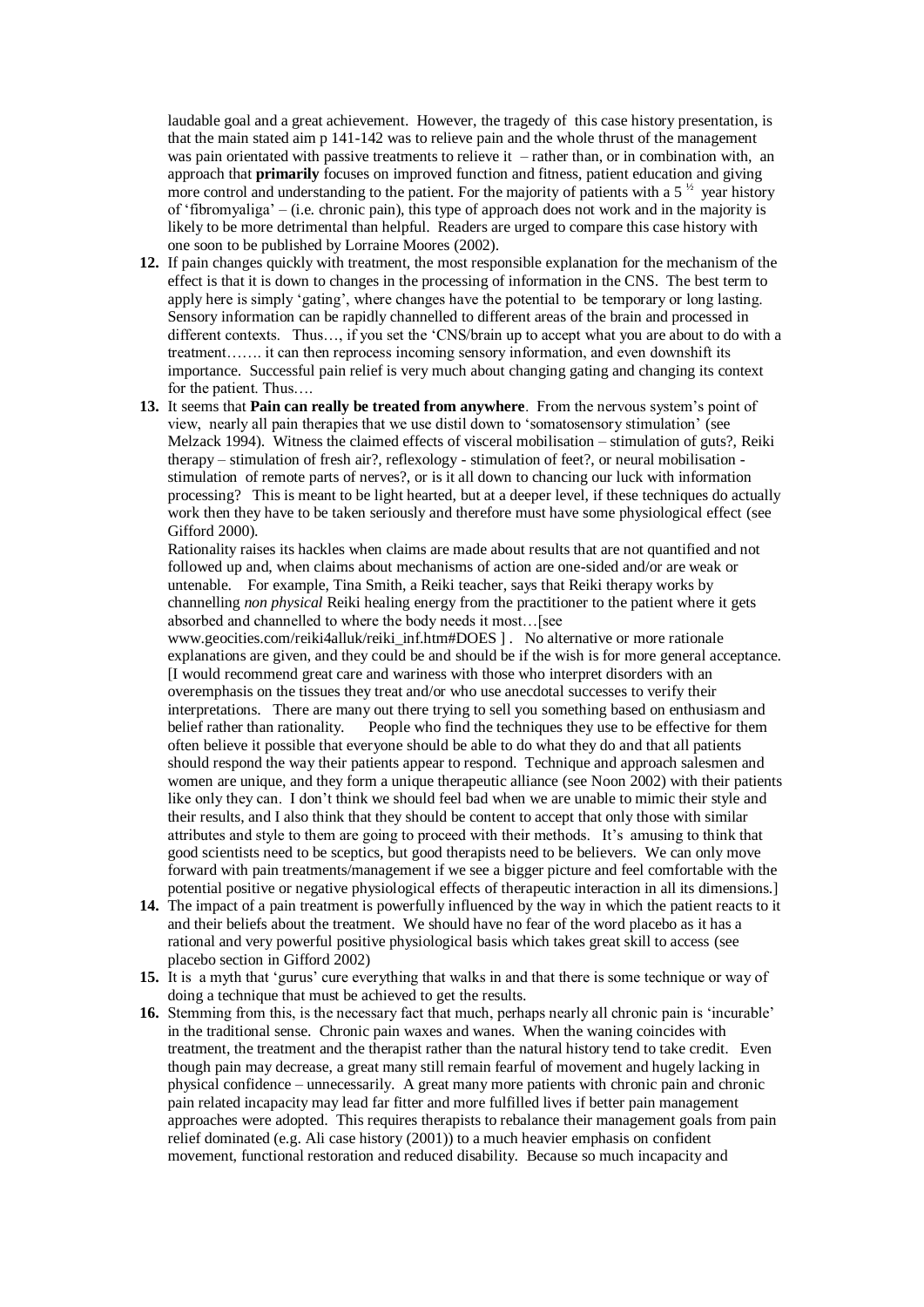laudable goal and a great achievement. However, the tragedy of this case history presentation, is that the main stated aim p 141-142 was to relieve pain and the whole thrust of the management was pain orientated with passive treatments to relieve it – rather than, or in combination with, an approach that **primarily** focuses on improved function and fitness, patient education and giving more control and understanding to the patient. For the majority of patients with a 5 ½ year history of 'fibromyaliga' – (i.e. chronic pain), this type of approach does not work and in the majority is likely to be more detrimental than helpful. Readers are urged to compare this case history with one soon to be published by Lorraine Moores (2002).

12. If pain changes quickly with treatment, the most responsible explanation for the mechanism of the effect is that it is down to changes in the processing of information in the CNS. The best term to apply here is simply 'gating', where changes have the potential to be temporary or long lasting. Sensory information can be rapidly channelled to different areas of the brain and processed in different contexts. Thus…, if you set the 'CNS/brain up to accept what you are about to do with a treatment……. it can then reprocess incoming sensory information, and even downshift its importance. Successful pain relief is very much about changing gating and changing its context for the patient. Thus….

13. It seems that **Pain can really be treated from anywhere**. From the nervous system's point of view, nearly all pain therapies that we use distil down to 'somatosensory stimulation' (see Melzack 1994). Witness the claimed effects of visceral mobilisation – stimulation of guts?, Reiki therapy – stimulation of fresh air?, reflexology - stimulation of feet?, or neural mobilisation - stimulation of remote parts of nerves?, or is it all down to chancing our luck with information processing? This is meant to be light hearted, but at a deeper level, if these techniques do actually work then they have to be taken seriously and therefore must have some physiological effect (see Gifford 2000).

    Rationality raises its hackles when claims are made about results that are not quantified and not followed up and, when claims about mechanisms of action are one-sided and/or are weak or untenable. For example, Tina Smith, a Reiki teacher, says that Reiki therapy works by channelling *non physical* Reiki healing energy from the practitioner to the patient where it gets absorbed and channelled to where the body needs it most…[see www.geocities.com/reiki4alluk/reiki_inf.htm#DOES ] . No alternative or more rationale explanations are given, and they could be and should be if the wish is for more general acceptance. [I would recommend great care and wariness with those who interpret disorders with an overemphasis on the tissues they treat and/or who use anecdotal successes to verify their interpretations. There are many out there trying to sell you something based on enthusiasm and belief rather than rationality. People who find the techniques they use to be effective for them often believe it possible that everyone should be able to do what they do and that all patients should respond the way their patients appear to respond. Technique and approach salesmen and women are unique, and they form a unique therapeutic alliance (see Noon 2002) with their patients like only they can. I don't think we should feel bad when we are unable to mimic their style and their results, and I also think that they should be content to accept that only those with similar attributes and style to them are going to proceed with their methods. It's amusing to think that good scientists need to be sceptics, but good therapists need to be believers. We can only move forward with pain treatments/management if we see a bigger picture and feel comfortable with the potential positive or negative physiological effects of therapeutic interaction in all its dimensions.]

14. The impact of a pain treatment is powerfully influenced by the way in which the patient reacts to it and their beliefs about the treatment. We should have no fear of the word placebo as it has a rational and very powerful positive physiological basis which takes great skill to access (see placebo section in Gifford 2002)

15. It is a myth that 'gurus' cure everything that walks in and that there is some technique or way of doing a technique that must be achieved to get the results.

16. Stemming from this, is the necessary fact that much, perhaps nearly all chronic pain is 'incurable' in the traditional sense. Chronic pain waxes and wanes. When the waning coincides with treatment, the treatment and the therapist rather than the natural history tend to take credit. Even though pain may decrease, a great many still remain fearful of movement and hugely lacking in physical confidence – unnecessarily. A great many more patients with chronic pain and chronic pain related incapacity may lead far fitter and more fulfilled lives if better pain management approaches were adopted. This requires therapists to rebalance their management goals from pain relief dominated (e.g. Ali case history (2001)) to a much heavier emphasis on confident movement, functional restoration and reduced disability. Because so much incapacity and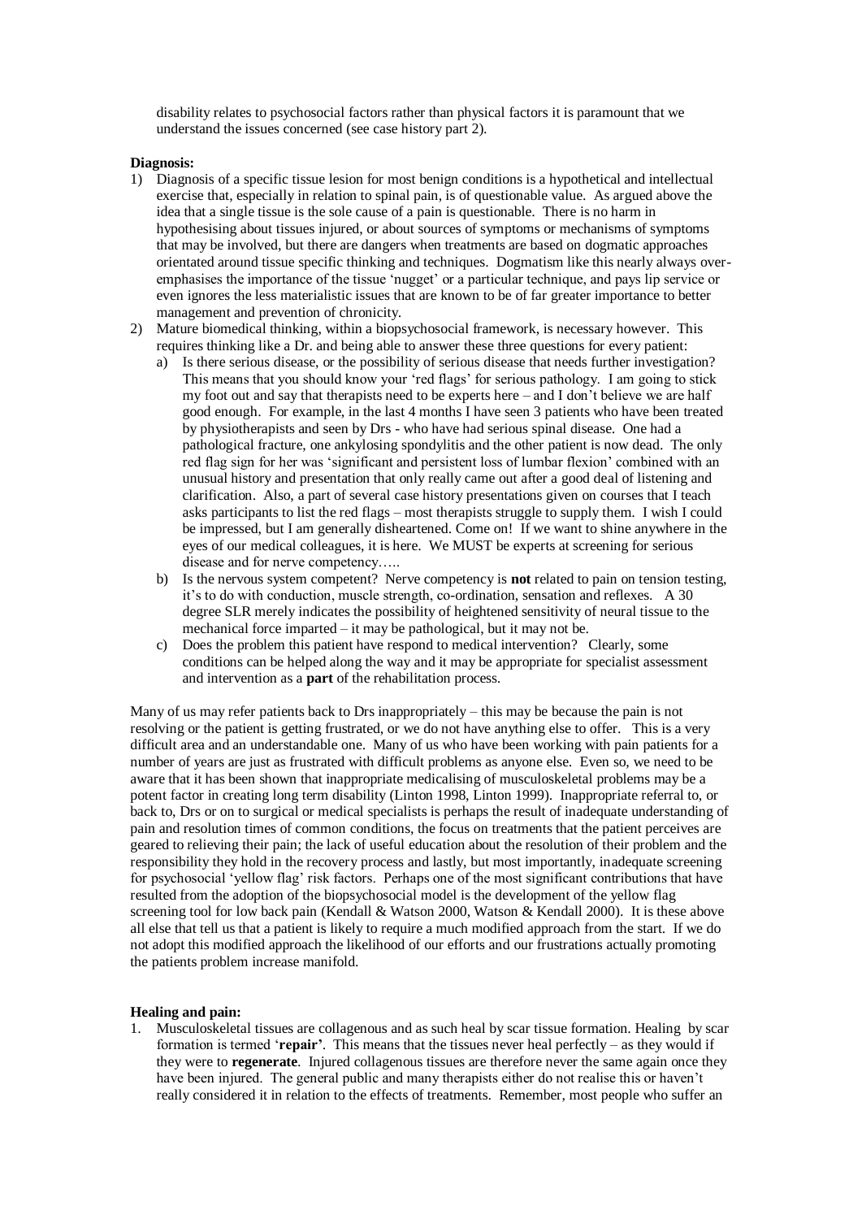disability relates to psychosocial factors rather than physical factors it is paramount that we understand the issues concerned (see case history part 2).

**Diagnosis:**

1) Diagnosis of a specific tissue lesion for most benign conditions is a hypothetical and intellectual exercise that, especially in relation to spinal pain, is of questionable value. As argued above the idea that a single tissue is the sole cause of a pain is questionable. There is no harm in hypothesising about tissues injured, or about sources of symptoms or mechanisms of symptoms that may be involved, but there are dangers when treatments are based on dogmatic approaches orientated around tissue specific thinking and techniques. Dogmatism like this nearly always over-emphasises the importance of the tissue 'nugget' or a particular technique, and pays lip service or even ignores the less materialistic issues that are known to be of far greater importance to better management and prevention of chronicity.
2) Mature biomedical thinking, within a biopsychosocial framework, is necessary however. This requires thinking like a Dr. and being able to answer these three questions for every patient:
   a) Is there serious disease, or the possibility of serious disease that needs further investigation? This means that you should know your 'red flags' for serious pathology. I am going to stick my foot out and say that therapists need to be experts here – and I don't believe we are half good enough. For example, in the last 4 months I have seen 3 patients who have been treated by physiotherapists and seen by Drs - who have had serious spinal disease. One had a pathological fracture, one ankylosing spondylitis and the other patient is now dead. The only red flag sign for her was 'significant and persistent loss of lumbar flexion' combined with an unusual history and presentation that only really came out after a good deal of listening and clarification. Also, a part of several case history presentations given on courses that I teach asks participants to list the red flags – most therapists struggle to supply them. I wish I could be impressed, but I am generally disheartened. Come on! If we want to shine anywhere in the eyes of our medical colleagues, it is here. We MUST be experts at screening for serious disease and for nerve competency…..
   b) Is the nervous system competent? Nerve competency is **not** related to pain on tension testing, it's to do with conduction, muscle strength, co-ordination, sensation and reflexes. A 30 degree SLR merely indicates the possibility of heightened sensitivity of neural tissue to the mechanical force imparted – it may be pathological, but it may not be.
   c) Does the problem this patient have respond to medical intervention? Clearly, some conditions can be helped along the way and it may be appropriate for specialist assessment and intervention as a **part** of the rehabilitation process.

Many of us may refer patients back to Drs inappropriately – this may be because the pain is not resolving or the patient is getting frustrated, or we do not have anything else to offer. This is a very difficult area and an understandable one. Many of us who have been working with pain patients for a number of years are just as frustrated with difficult problems as anyone else. Even so, we need to be aware that it has been shown that inappropriate medicalising of musculoskeletal problems may be a potent factor in creating long term disability (Linton 1998, Linton 1999). Inappropriate referral to, or back to, Drs or on to surgical or medical specialists is perhaps the result of inadequate understanding of pain and resolution times of common conditions, the focus on treatments that the patient perceives are geared to relieving their pain; the lack of useful education about the resolution of their problem and the responsibility they hold in the recovery process and lastly, but most importantly, inadequate screening for psychosocial 'yellow flag' risk factors. Perhaps one of the most significant contributions that have resulted from the adoption of the biopsychosocial model is the development of the yellow flag screening tool for low back pain (Kendall & Watson 2000, Watson & Kendall 2000). It is these above all else that tell us that a patient is likely to require a much modified approach from the start. If we do not adopt this modified approach the likelihood of our efforts and our frustrations actually promoting the patients problem increase manifold.

**Healing and pain:**

1. Musculoskeletal tissues are collagenous and as such heal by scar tissue formation. Healing by scar formation is termed '**repair**'. This means that the tissues never heal perfectly – as they would if they were to **regenerate**. Injured collagenous tissues are therefore never the same again once they have been injured. The general public and many therapists either do not realise this or haven't really considered it in relation to the effects of treatments. Remember, most people who suffer an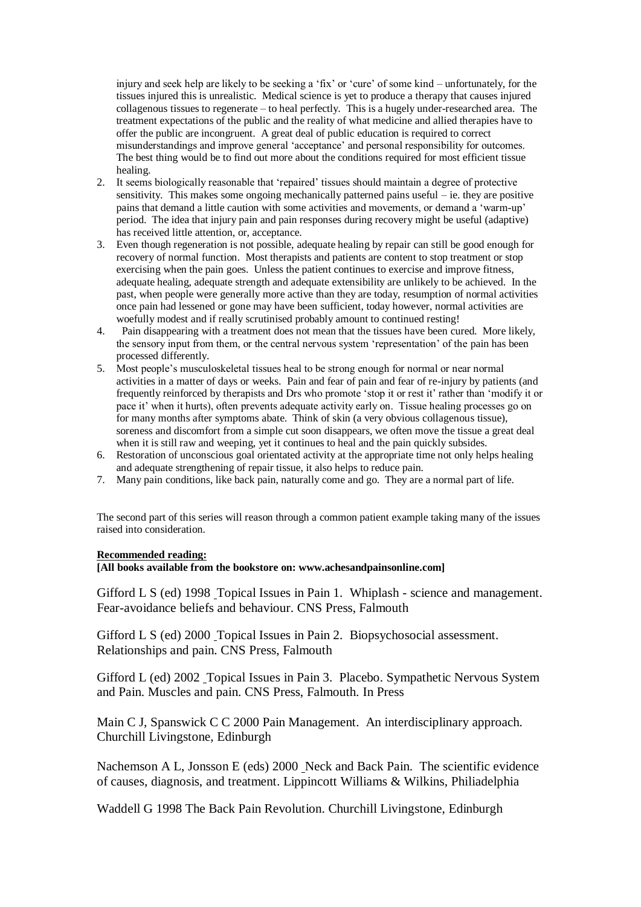injury and seek help are likely to be seeking a 'fix' or 'cure' of some kind – unfortunately, for the tissues injured this is unrealistic. Medical science is yet to produce a therapy that causes injured collagenous tissues to regenerate – to heal perfectly. This is a hugely under-researched area. The treatment expectations of the public and the reality of what medicine and allied therapies have to offer the public are incongruent. A great deal of public education is required to correct misunderstandings and improve general 'acceptance' and personal responsibility for outcomes. The best thing would be to find out more about the conditions required for most efficient tissue healing.

2. It seems biologically reasonable that 'repaired' tissues should maintain a degree of protective sensitivity. This makes some ongoing mechanically patterned pains useful – ie. they are positive pains that demand a little caution with some activities and movements, or demand a 'warm-up' period. The idea that injury pain and pain responses during recovery might be useful (adaptive) has received little attention, or, acceptance.
3. Even though regeneration is not possible, adequate healing by repair can still be good enough for recovery of normal function. Most therapists and patients are content to stop treatment or stop exercising when the pain goes. Unless the patient continues to exercise and improve fitness, adequate healing, adequate strength and adequate extensibility are unlikely to be achieved. In the past, when people were generally more active than they are today, resumption of normal activities once pain had lessened or gone may have been sufficient, today however, normal activities are woefully modest and if really scrutinised probably amount to continued resting!
4. Pain disappearing with a treatment does not mean that the tissues have been cured. More likely, the sensory input from them, or the central nervous system 'representation' of the pain has been processed differently.
5. Most people's musculoskeletal tissues heal to be strong enough for normal or near normal activities in a matter of days or weeks. Pain and fear of pain and fear of re-injury by patients (and frequently reinforced by therapists and Drs who promote 'stop it or rest it' rather than 'modify it or pace it' when it hurts), often prevents adequate activity early on. Tissue healing processes go on for many months after symptoms abate. Think of skin (a very obvious collagenous tissue), soreness and discomfort from a simple cut soon disappears, we often move the tissue a great deal when it is still raw and weeping, yet it continues to heal and the pain quickly subsides.
6. Restoration of unconscious goal orientated activity at the appropriate time not only helps healing and adequate strengthening of repair tissue, it also helps to reduce pain.
7. Many pain conditions, like back pain, naturally come and go. They are a normal part of life.

The second part of this series will reason through a common patient example taking many of the issues raised into consideration.

**Recommended reading:**

**[All books available from the bookstore on: www.achesandpainsonline.com]**

Gifford L S (ed) 1998 Topical Issues in Pain 1. Whiplash - science and management. Fear-avoidance beliefs and behaviour. CNS Press, Falmouth

Gifford L S (ed) 2000 Topical Issues in Pain 2. Biopsychosocial assessment. Relationships and pain. CNS Press, Falmouth

Gifford L (ed) 2002 Topical Issues in Pain 3. Placebo. Sympathetic Nervous System and Pain. Muscles and pain. CNS Press, Falmouth. In Press

Main C J, Spanswick C C 2000 Pain Management. An interdisciplinary approach. Churchill Livingstone, Edinburgh

Nachemson A L, Jonsson E (eds) 2000 Neck and Back Pain. The scientific evidence of causes, diagnosis, and treatment. Lippincott Williams & Wilkins, Philiadelphia

Waddell G 1998 The Back Pain Revolution. Churchill Livingstone, Edinburgh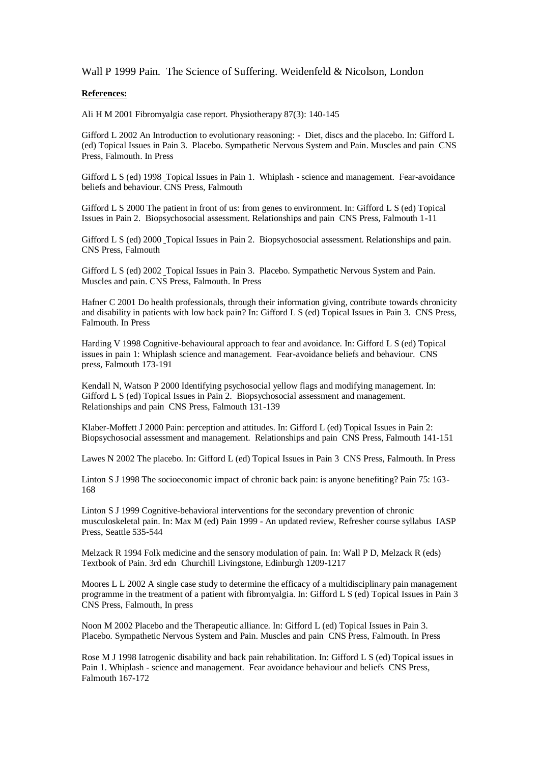Wall P 1999 Pain. The Science of Suffering. Weidenfeld & Nicolson, London

**References:**

Ali H M 2001 Fibromyalgia case report. Physiotherapy 87(3): 140-145

Gifford L 2002 An Introduction to evolutionary reasoning: - Diet, discs and the placebo. In: Gifford L (ed) Topical Issues in Pain 3. Placebo. Sympathetic Nervous System and Pain. Muscles and pain CNS Press, Falmouth. In Press

Gifford L S (ed) 1998 Topical Issues in Pain 1. Whiplash - science and management. Fear-avoidance beliefs and behaviour. CNS Press, Falmouth

Gifford L S 2000 The patient in front of us: from genes to environment. In: Gifford L S (ed) Topical Issues in Pain 2. Biopsychosocial assessment. Relationships and pain CNS Press, Falmouth 1-11

Gifford L S (ed) 2000 Topical Issues in Pain 2. Biopsychosocial assessment. Relationships and pain. CNS Press, Falmouth

Gifford L S (ed) 2002 Topical Issues in Pain 3. Placebo. Sympathetic Nervous System and Pain. Muscles and pain. CNS Press, Falmouth. In Press

Hafner C 2001 Do health professionals, through their information giving, contribute towards chronicity and disability in patients with low back pain? In: Gifford L S (ed) Topical Issues in Pain 3. CNS Press, Falmouth. In Press

Harding V 1998 Cognitive-behavioural approach to fear and avoidance. In: Gifford L S (ed) Topical issues in pain 1: Whiplash science and management. Fear-avoidance beliefs and behaviour. CNS press, Falmouth 173-191

Kendall N, Watson P 2000 Identifying psychosocial yellow flags and modifying management. In: Gifford L S (ed) Topical Issues in Pain 2. Biopsychosocial assessment and management. Relationships and pain CNS Press, Falmouth 131-139

Klaber-Moffett J 2000 Pain: perception and attitudes. In: Gifford L (ed) Topical Issues in Pain 2: Biopsychosocial assessment and management. Relationships and pain CNS Press, Falmouth 141-151

Lawes N 2002 The placebo. In: Gifford L (ed) Topical Issues in Pain 3 CNS Press, Falmouth. In Press

Linton S J 1998 The socioeconomic impact of chronic back pain: is anyone benefiting? Pain 75: 163-168

Linton S J 1999 Cognitive-behavioral interventions for the secondary prevention of chronic musculoskeletal pain. In: Max M (ed) Pain 1999 - An updated review, Refresher course syllabus IASP Press, Seattle 535-544

Melzack R 1994 Folk medicine and the sensory modulation of pain. In: Wall P D, Melzack R (eds) Textbook of Pain. 3rd edn Churchill Livingstone, Edinburgh 1209-1217

Moores L L 2002 A single case study to determine the efficacy of a multidisciplinary pain management programme in the treatment of a patient with fibromyalgia. In: Gifford L S (ed) Topical Issues in Pain 3 CNS Press, Falmouth, In press

Noon M 2002 Placebo and the Therapeutic alliance. In: Gifford L (ed) Topical Issues in Pain 3. Placebo. Sympathetic Nervous System and Pain. Muscles and pain CNS Press, Falmouth. In Press

Rose M J 1998 Iatrogenic disability and back pain rehabilitation. In: Gifford L S (ed) Topical issues in Pain 1. Whiplash - science and management. Fear avoidance behaviour and beliefs CNS Press, Falmouth 167-172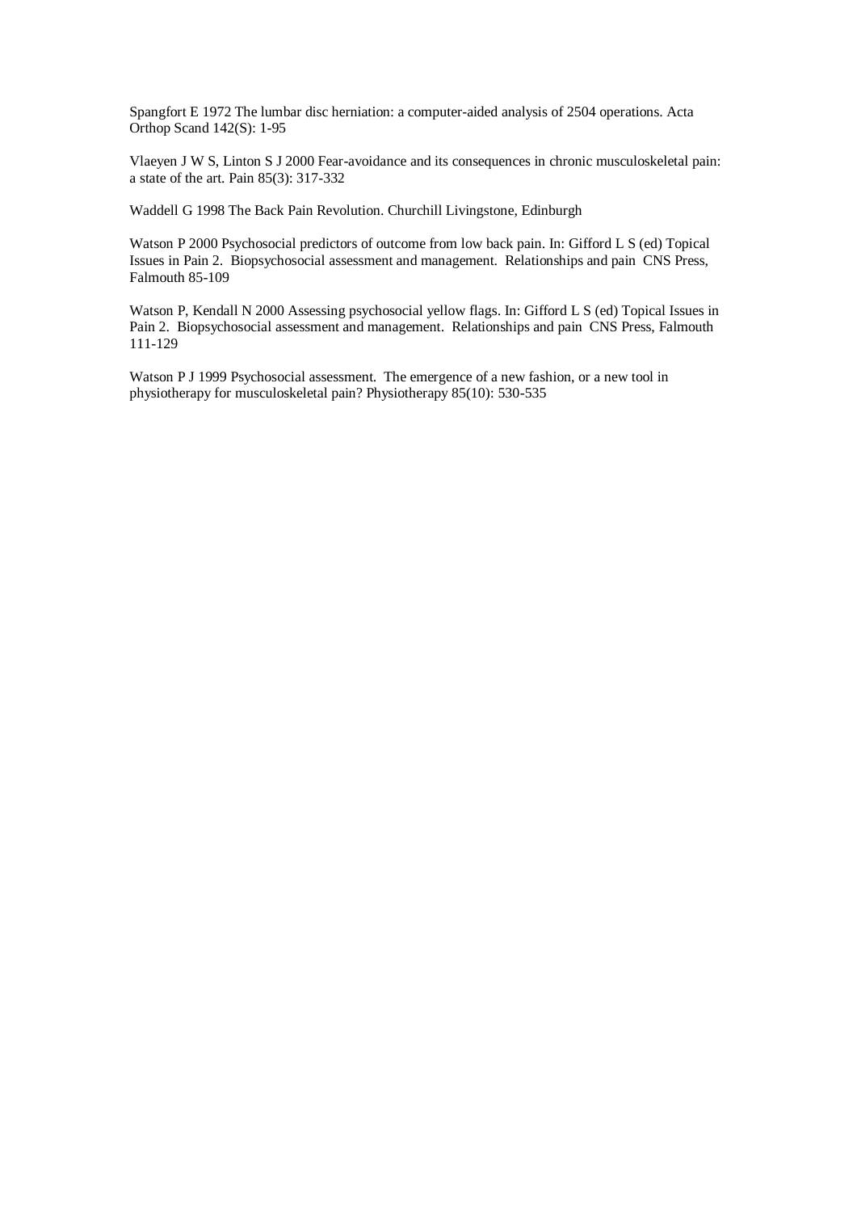Spangfort E 1972 The lumbar disc herniation: a computer-aided analysis of 2504 operations. Acta Orthop Scand 142(S): 1-95

Vlaeyen J W S, Linton S J 2000 Fear-avoidance and its consequences in chronic musculoskeletal pain: a state of the art. Pain 85(3): 317-332

Waddell G 1998 The Back Pain Revolution. Churchill Livingstone, Edinburgh

Watson P 2000 Psychosocial predictors of outcome from low back pain. In: Gifford L S (ed) Topical Issues in Pain 2. Biopsychosocial assessment and management. Relationships and pain CNS Press, Falmouth 85-109

Watson P, Kendall N 2000 Assessing psychosocial yellow flags. In: Gifford L S (ed) Topical Issues in Pain 2. Biopsychosocial assessment and management. Relationships and pain CNS Press, Falmouth 111-129

Watson P J 1999 Psychosocial assessment. The emergence of a new fashion, or a new tool in physiotherapy for musculoskeletal pain? Physiotherapy 85(10): 530-535